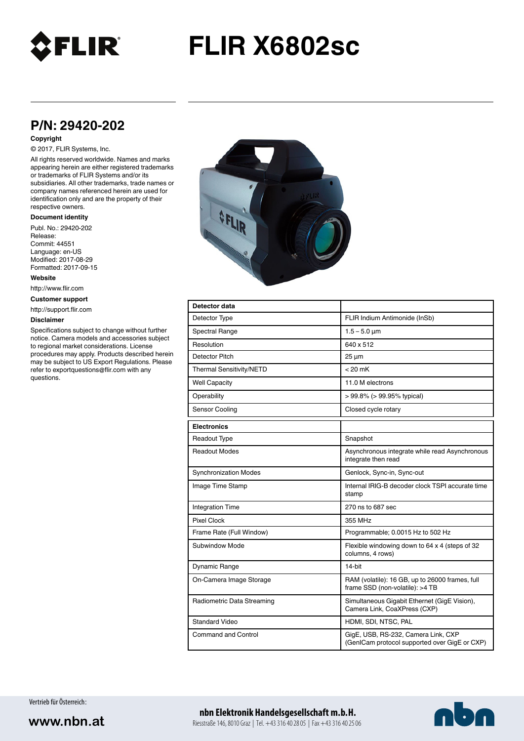# FLIR X6802sc

## P/N: 29420-202

**Copyright**

© 2017, FLIR Systems, Inc.

All rights reserved worldwide. Names and marks appearing herein are either registered trademarks or trademarks of FLIR Systems and/or its subsidiaries. All other trademarks, trade names or company names referenced herein are used for identification only and are the property of their respective owners.

**Document identity**

Publ. No.: 29420-202
Release:
Commit: 44551
Language: en-US
Modified: 2017-08-29
Formatted: 2017-09-15

**Website**

http://www.flir.com

**Customer support**

http://support.flir.com

**Disclaimer**

Specifications subject to change without further notice. Camera models and accessories subject to regional market considerations. License procedures may apply. Products described herein may be subject to US Export Regulations. Please refer to exportquestions@flir.com with any questions.

| Detector data | |
|---|---|
| Detector Type | FLIR Indium Antimonide (InSb) |
| Spectral Range | 1.5 – 5.0 µm |
| Resolution | 640 x 512 |
| Detector Pitch | 25 µm |
| Thermal Sensitivity/NETD | < 20 mK |
| Well Capacity | 11.0 M electrons |
| Operability | > 99.8% (> 99.95% typical) |
| Sensor Cooling | Closed cycle rotary |

| Electronics | |
|---|---|
| Readout Type | Snapshot |
| Readout Modes | Asynchronous integrate while read Asynchronous integrate then read |
| Synchronization Modes | Genlock, Sync-in, Sync-out |
| Image Time Stamp | Internal IRIG-B decoder clock TSPI accurate time stamp |
| Integration Time | 270 ns to 687 sec |
| Pixel Clock | 355 MHz |
| Frame Rate (Full Window) | Programmable; 0.0015 Hz to 502 Hz |
| Subwindow Mode | Flexible windowing down to 64 x 4 (steps of 32 columns, 4 rows) |
| Dynamic Range | 14-bit |
| On-Camera Image Storage | RAM (volatile): 16 GB, up to 26000 frames, full frame SSD (non-volatile): >4 TB |
| Radiometric Data Streaming | Simultaneous Gigabit Ethernet (GigE Vision), Camera Link, CoaXPress (CXP) |
| Standard Video | HDMI, SDI, NTSC, PAL |
| Command and Control | GigE, USB, RS-232, Camera Link, CXP (GenICam protocol supported over GigE or CXP) |

Vertrieb für Österreich:

www.nbn.at

**nbn Elektronik Handelsgesellschaft m.b.H.**
Riesstraße 146, 8010 Graz | Tel. +43 316 40 28 05 | Fax +43 316 40 25 06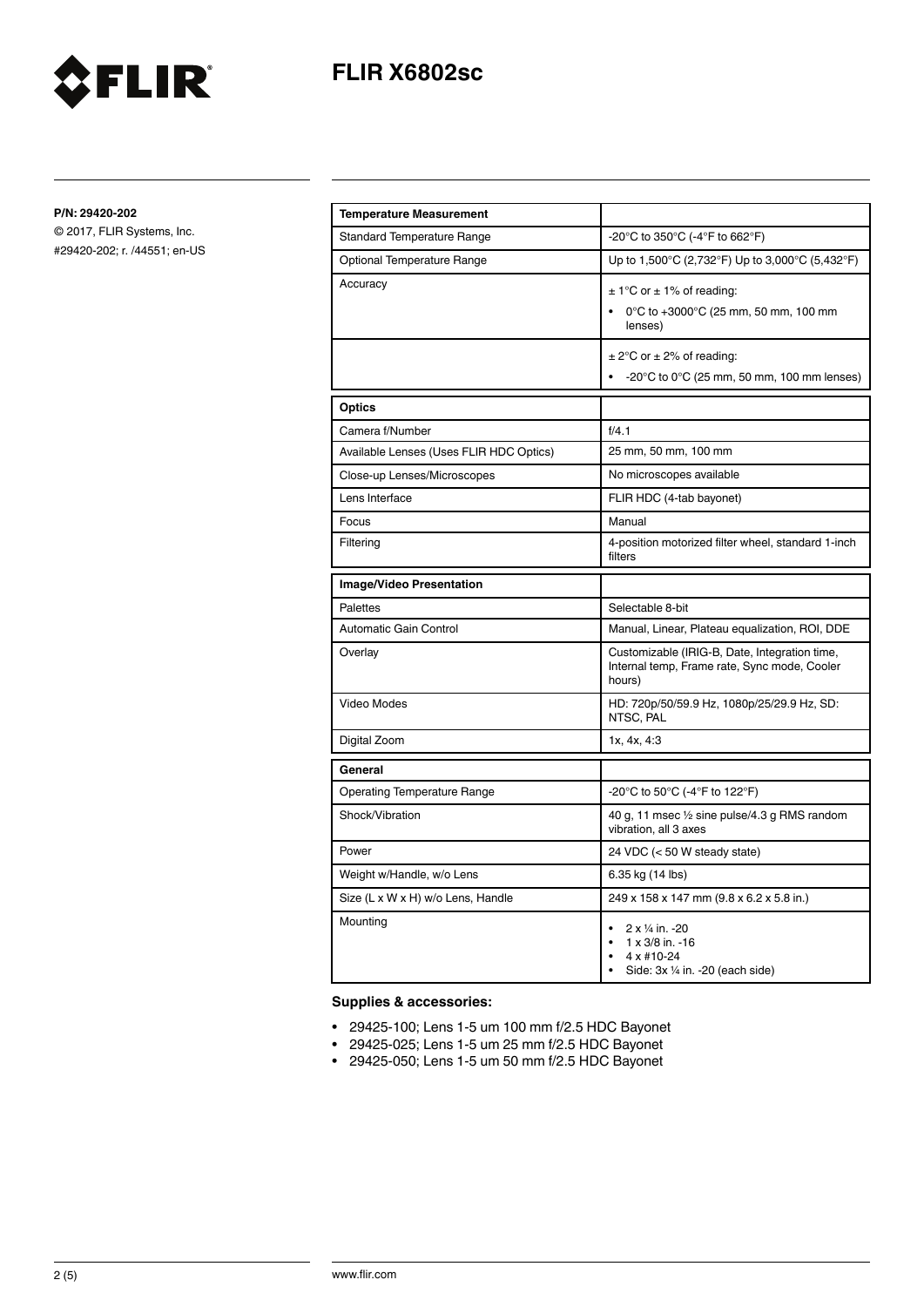# FLIR X6802sc

**P/N: 29420-202**

© 2017, FLIR Systems, Inc.
#29420-202; r. /44551; en-US

| Temperature Measurement | |
|---|---|
| Standard Temperature Range | -20°C to 350°C (-4°F to 662°F) |
| Optional Temperature Range | Up to 1,500°C (2,732°F) Up to 3,000°C (5,432°F) |
| Accuracy | ± 1°C or ± 1% of reading: • 0°C to +3000°C (25 mm, 50 mm, 100 mm lenses) |
| | ± 2°C or ± 2% of reading: • -20°C to 0°C (25 mm, 50 mm, 100 mm lenses) |

| Optics | |
|---|---|
| Camera f/Number | f/4.1 |
| Available Lenses (Uses FLIR HDC Optics) | 25 mm, 50 mm, 100 mm |
| Close-up Lenses/Microscopes | No microscopes available |
| Lens Interface | FLIR HDC (4-tab bayonet) |
| Focus | Manual |
| Filtering | 4-position motorized filter wheel, standard 1-inch filters |

| Image/Video Presentation | |
|---|---|
| Palettes | Selectable 8-bit |
| Automatic Gain Control | Manual, Linear, Plateau equalization, ROI, DDE |
| Overlay | Customizable (IRIG-B, Date, Integration time, Internal temp, Frame rate, Sync mode, Cooler hours) |
| Video Modes | HD: 720p/50/59.9 Hz, 1080p/25/29.9 Hz, SD: NTSC, PAL |
| Digital Zoom | 1x, 4x, 4:3 |

| General | |
|---|---|
| Operating Temperature Range | -20°C to 50°C (-4°F to 122°F) |
| Shock/Vibration | 40 g, 11 msec ½ sine pulse/4.3 g RMS random vibration, all 3 axes |
| Power | 24 VDC (< 50 W steady state) |
| Weight w/Handle, w/o Lens | 6.35 kg (14 lbs) |
| Size (L x W x H) w/o Lens, Handle | 249 x 158 x 147 mm (9.8 x 6.2 x 5.8 in.) |
| Mounting | • 2 x ¼ in. -20 • 1 x 3/8 in. -16 • 4 x #10-24 • Side: 3x ¼ in. -20 (each side) |

**Supplies & accessories:**

- 29425-100; Lens 1-5 um 100 mm f/2.5 HDC Bayonet
- 29425-025; Lens 1-5 um 25 mm f/2.5 HDC Bayonet
- 29425-050; Lens 1-5 um 50 mm f/2.5 HDC Bayonet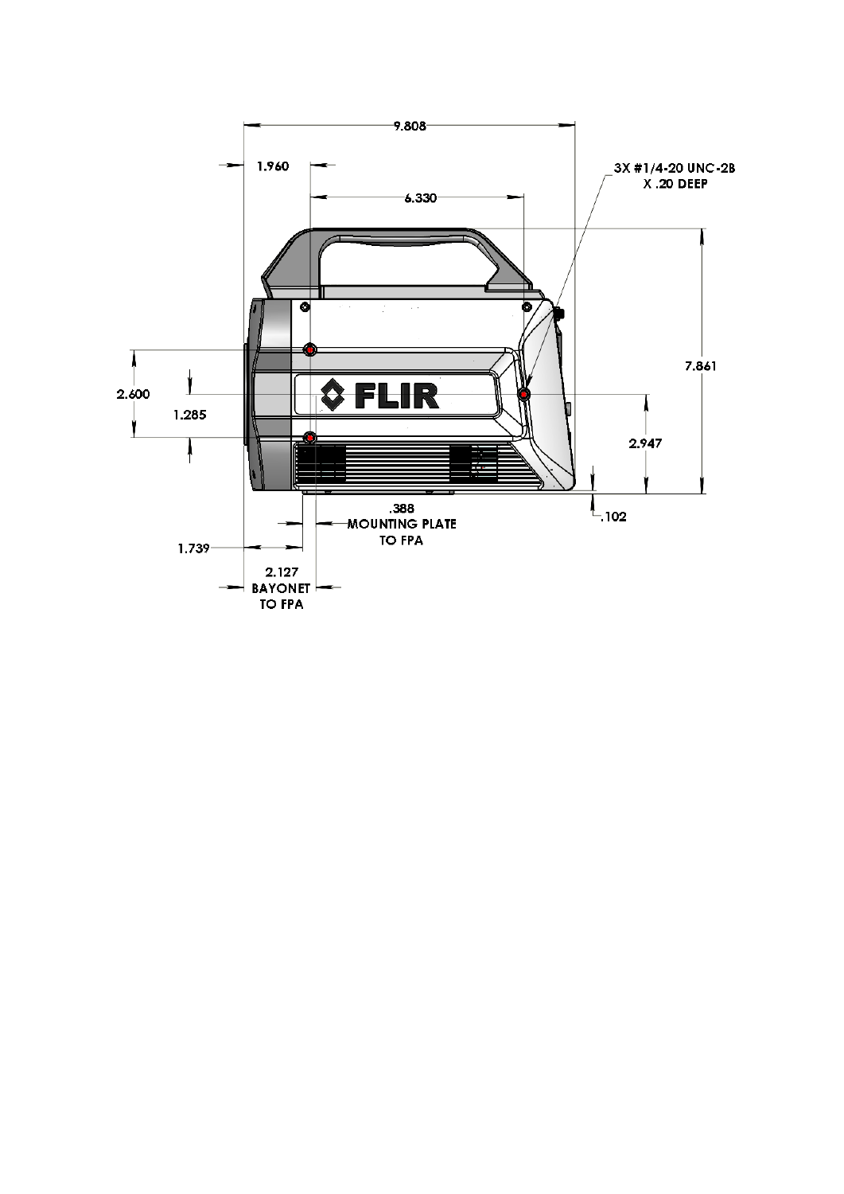9.808

1.960

6.330

3X #1/4-20 UNC-2B
X .20 DEEP

FLIR

2.600

1.285

7.861

2.947

.102

.388
MOUNTING PLATE
TO FPA

1.739

2.127
BAYONET
TO FPA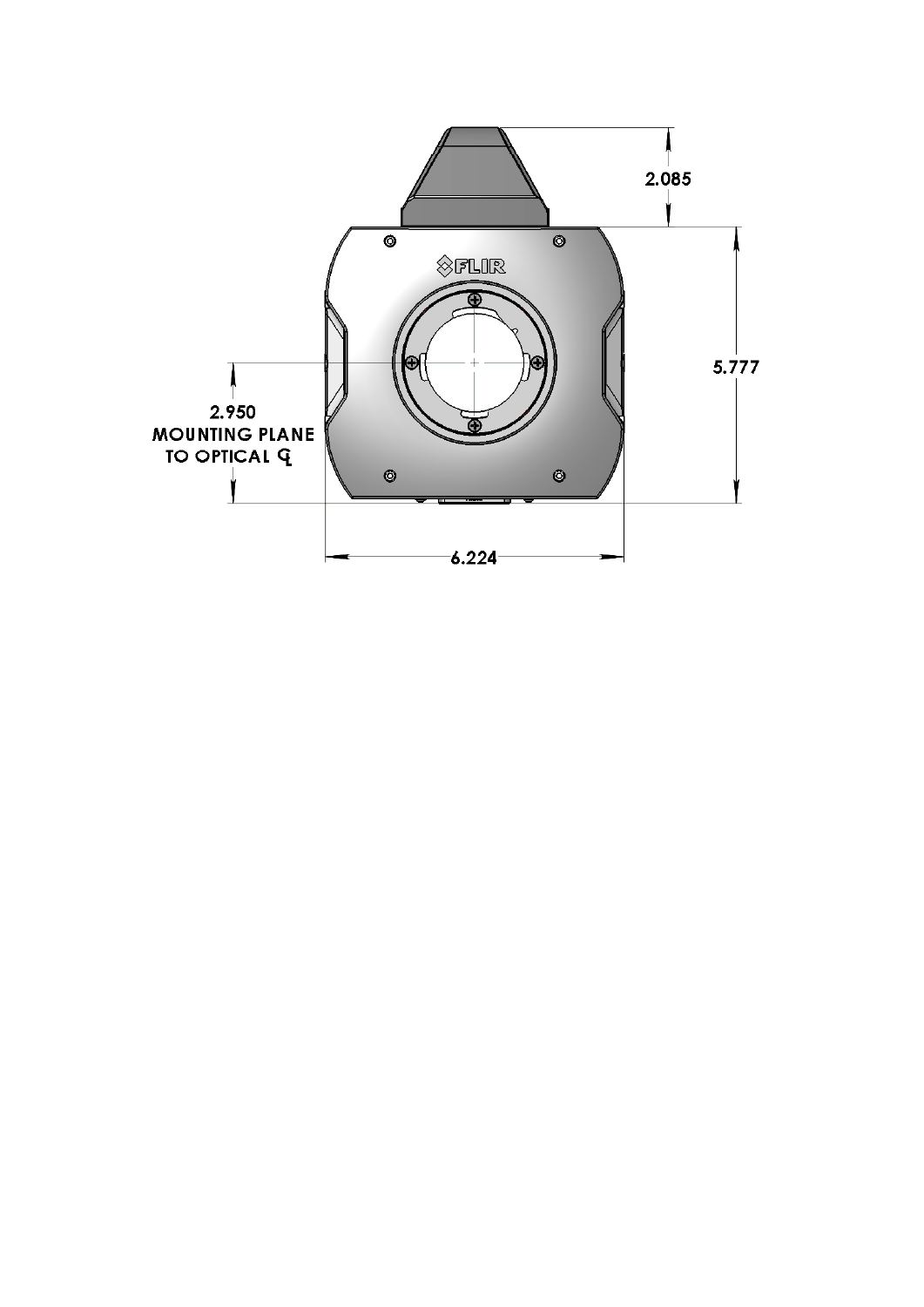2.085

5.777

2.950
MOUNTING PLANE
TO OPTICAL ℄

6.224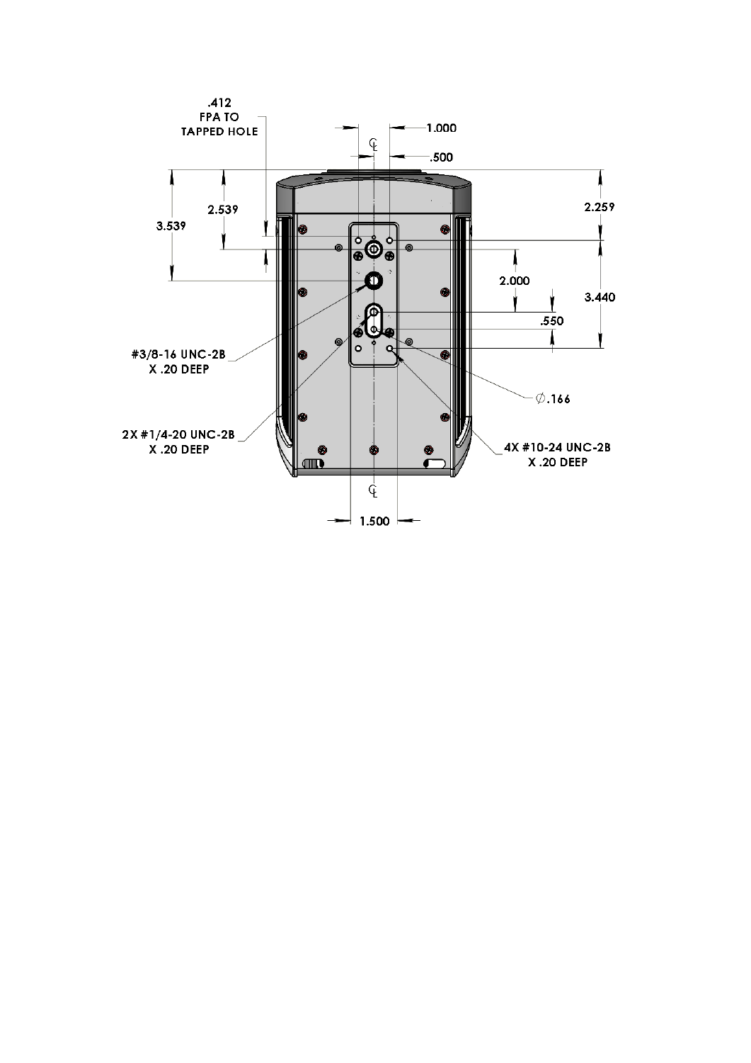.412
FPA TO
TAPPED HOLE

1.000

.500

3.539

2.539

2.259

2.000

3.440

.550

#3/8-16 UNC-2B
X .20 DEEP

Ø.166

2X #1/4-20 UNC-2B
X .20 DEEP

4X #10-24 UNC-2B
X .20 DEEP

1.500